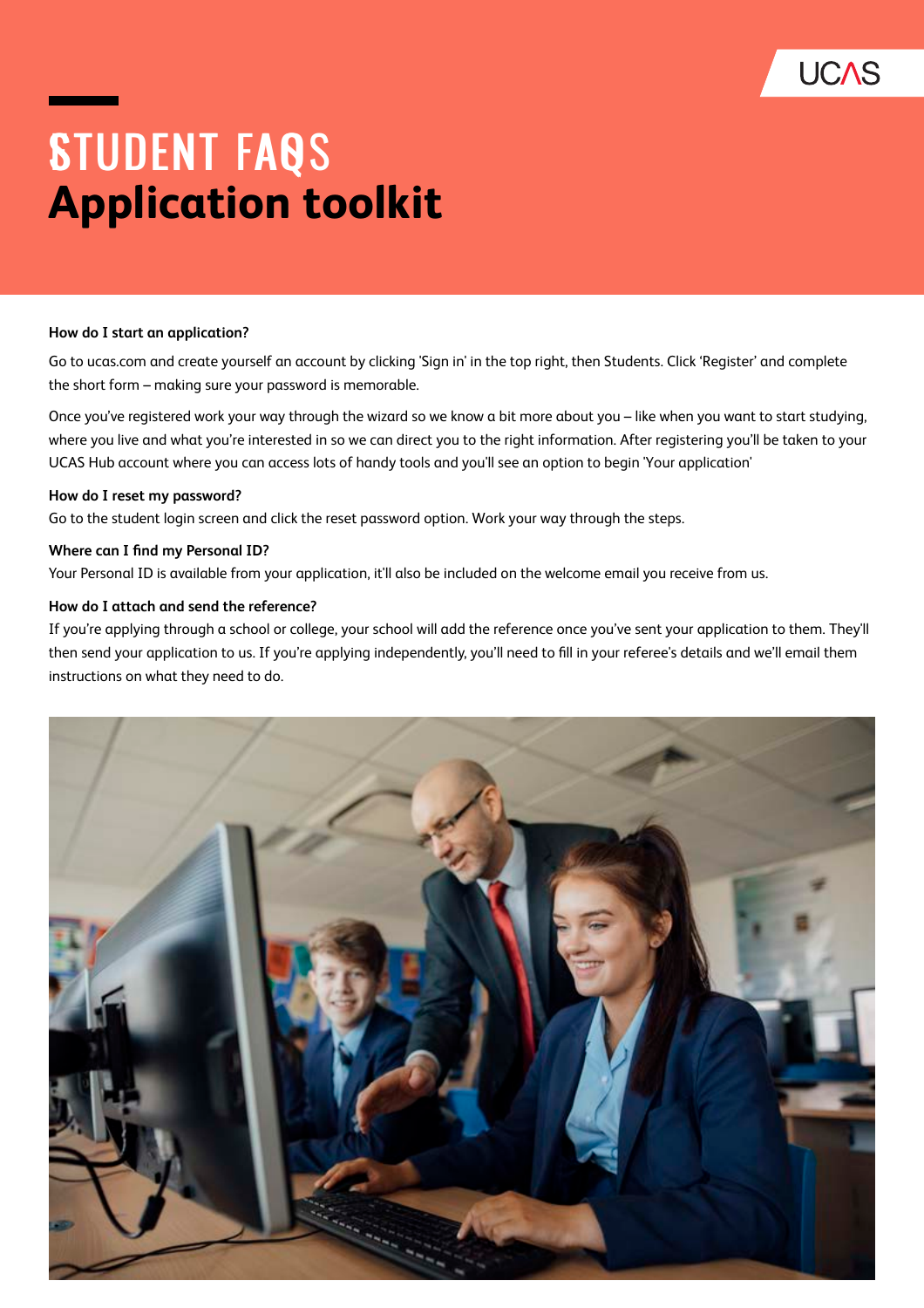UCAS

# STUDENT FAQS
# Application toolkit

**How do I start an application?**

Go to ucas.com and create yourself an account by clicking 'Sign in' in the top right, then Students. Click 'Register' and complete the short form – making sure your password is memorable.

Once you've registered work your way through the wizard so we know a bit more about you – like when you want to start studying, where you live and what you're interested in so we can direct you to the right information. After registering you'll be taken to your UCAS Hub account where you can access lots of handy tools and you'll see an option to begin 'Your application'

**How do I reset my password?**

Go to the student login screen and click the reset password option. Work your way through the steps.

**Where can I find my Personal ID?**

Your Personal ID is available from your application, it'll also be included on the welcome email you receive from us.

**How do I attach and send the reference?**

If you're applying through a school or college, your school will add the reference once you've sent your application to them. They'll then send your application to us. If you're applying independently, you'll need to fill in your referee's details and we'll email them instructions on what they need to do.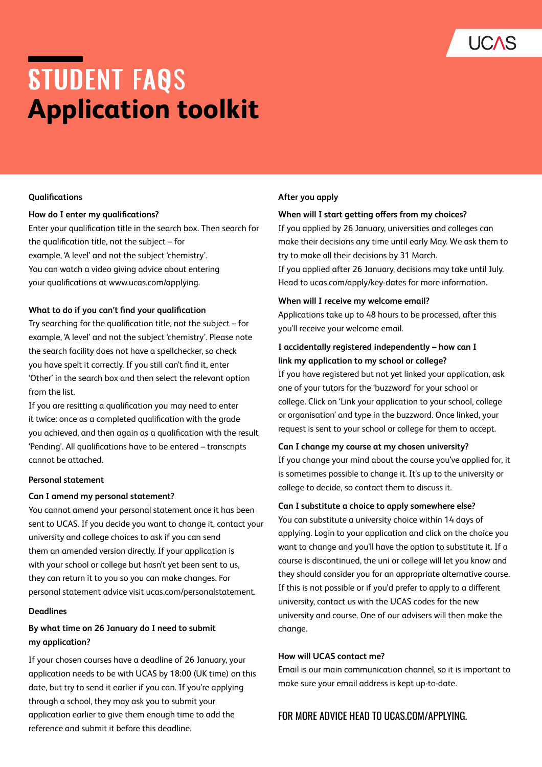UCAS

# STUDENT FAQS
# Application toolkit

## Qualifications

### How do I enter my qualifications?

Enter your qualification title in the search box. Then search for the qualification title, not the subject – for example, 'A level' and not the subject 'chemistry'. You can watch a video giving advice about entering your qualifications at www.ucas.com/applying.

### What to do if you can't find your qualification

Try searching for the qualification title, not the subject – for example, 'A level' and not the subject 'chemistry'. Please note the search facility does not have a spellchecker, so check you have spelt it correctly. If you still can't find it, enter 'Other' in the search box and then select the relevant option from the list.

If you are resitting a qualification you may need to enter it twice: once as a completed qualification with the grade you achieved, and then again as a qualification with the result 'Pending'. All qualifications have to be entered – transcripts cannot be attached.

## Personal statement

### Can I amend my personal statement?

You cannot amend your personal statement once it has been sent to UCAS. If you decide you want to change it, contact your university and college choices to ask if you can send them an amended version directly. If your application is with your school or college but hasn't yet been sent to us, they can return it to you so you can make changes. For personal statement advice visit ucas.com/personalstatement.

## Deadlines

### By what time on 26 January do I need to submit my application?

If your chosen courses have a deadline of 26 January, your application needs to be with UCAS by 18:00 (UK time) on this date, but try to send it earlier if you can. If you're applying through a school, they may ask you to submit your application earlier to give them enough time to add the reference and submit it before this deadline.

## After you apply

### When will I start getting offers from my choices?

If you applied by 26 January, universities and colleges can make their decisions any time until early May. We ask them to try to make all their decisions by 31 March.

If you applied after 26 January, decisions may take until July. Head to ucas.com/apply/key-dates for more information.

### When will I receive my welcome email?

Applications take up to 48 hours to be processed, after this you'll receive your welcome email.

### I accidentally registered independently – how can I link my application to my school or college?

If you have registered but not yet linked your application, ask one of your tutors for the 'buzzword' for your school or college. Click on 'Link your application to your school, college or organisation' and type in the buzzword. Once linked, your request is sent to your school or college for them to accept.

### Can I change my course at my chosen university?

If you change your mind about the course you've applied for, it is sometimes possible to change it. It's up to the university or college to decide, so contact them to discuss it.

### Can I substitute a choice to apply somewhere else?

You can substitute a university choice within 14 days of applying. Login to your application and click on the choice you want to change and you'll have the option to substitute it. If a course is discontinued, the uni or college will let you know and they should consider you for an appropriate alternative course. If this is not possible or if you'd prefer to apply to a different university, contact us with the UCAS codes for the new university and course. One of our advisers will then make the change.

### How will UCAS contact me?

Email is our main communication channel, so it is important to make sure your email address is kept up-to-date.

FOR MORE ADVICE HEAD TO UCAS.COM/APPLYING.